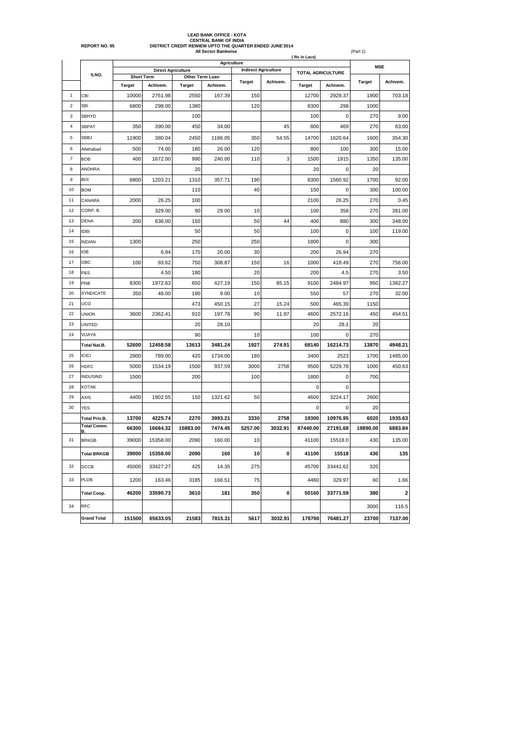**LEAD BANK OFFICE - KOTA**
**CENTRAL BANK OF INDIA**
**DISTRICT CREDIT REWIEW UPTO THE QUARTER ENDED JUNE'2014**
**All Sector Bankwise**

**REPORT NO. 95** (Part 1)

( Rs in Lacs)

| | S.NO. | Agriculture | | | | | | | | MSE | |
|---|---|---|---|---|---|---|---|---|---|---|---|
| | | Direct Agriculture | | | | Indirect Agriculture | | TOTAL AGRICULTURE | | | |
| | | Short Term | | Other Term Loan | | | | | | | |
| | | Target | Achivem. | Target | Achivem. | Target | Achivem. | Target | Achivem. | Target | Achivem. |
| 1 | CBI | 10000 | 2761.98 | 2550 | 167.39 | 150 | | 12700 | 2929.37 | 1900 | 703.18 |
| 2 | SBI | 6800 | 298.00 | 1380 | | 120 | | 8300 | 298 | 1000 | |
| 3 | SBHYD | | | 100 | | | | 100 | 0 | 270 | 9.00 |
| 4 | SBPAT | 350 | 390.00 | 450 | 34.00 | | 45 | 800 | 469 | 270 | 63.00 |
| 5 | SBBJ | 11900 | 380.04 | 2450 | 1186.05 | 350 | 54.55 | 14700 | 1620.64 | 1600 | 354.30 |
| 6 | Allahabad | 500 | 74.00 | 180 | 26.00 | 120 | | 800 | 100 | 300 | 15.00 |
| 7 | BOB | 400 | 1672.00 | 990 | 240.00 | 110 | 3 | 1500 | 1915 | 1350 | 135.00 |
| 8 | ANDHRA | | | 20 | | | | 20 | 0 | 20 | |
| 9 | BOI | 6800 | 1203.21 | 1310 | 357.71 | 190 | | 8300 | 1560.92 | 1700 | 92.00 |
| 10 | BOM | | | 110 | | 40 | | 150 | 0 | 300 | 100.00 |
| 11 | CANARA | 2000 | 26.25 | 100 | | | | 2100 | 26.25 | 270 | 0.45 |
| 12 | CORP. B. | | 329.00 | 90 | 29.00 | 10 | | 100 | 358 | 270 | 381.00 |
| 13 | DENA | 200 | 836.00 | 150 | | 50 | 44 | 400 | 880 | 300 | 348.00 |
| 14 | IDBI | | | 50 | | 50 | | 100 | 0 | 100 | 119.00 |
| 15 | INDIAN | 1300 | | 250 | | 250 | | 1800 | 0 | 300 | |
| 16 | IOB | | 6.94 | 170 | 20.00 | 30 | | 200 | 26.94 | 270 | |
| 17 | OBC | 100 | 93.62 | 750 | 308.87 | 150 | 16 | 1000 | 418.49 | 270 | 756.00 |
| 18 | P&S | | 4.50 | 180 | | 20 | | 200 | 4.5 | 270 | 3.50 |
| 19 | PNB | 8300 | 1972.63 | 650 | 427.19 | 150 | 85.15 | 9100 | 2484.97 | 950 | 1382.27 |
| 20 | SYNDICATE | 350 | 48.00 | 190 | 9.00 | 10 | | 550 | 57 | 270 | 32.00 |
| 21 | UCO | | | 473 | 450.15 | 27 | 15.24 | 500 | 465.39 | 1150 | |
| 22 | UNION | 3600 | 2362.41 | 910 | 197.78 | 90 | 11.97 | 4600 | 2572.16 | 450 | 454.51 |
| 23 | UNITED | | | 20 | 28.10 | | | 20 | 28.1 | 20 | |
| 24 | VIJAYA | | | 90 | | 10 | | 100 | 0 | 270 | |
| | **Total Nat.B.** | **52600** | **12458.58** | **13613** | **3481.24** | **1927** | **274.91** | **68140** | **16214.73** | **13870** | **4948.21** |
| 25 | ICICI | 2800 | 789.00 | 420 | 1734.00 | 180 | | 3400 | 2523 | 1700 | 1485.00 |
| 26 | HDFC | 5000 | 1534.19 | 1500 | 937.59 | 3000 | 2758 | 9500 | 5229.78 | 1000 | 450.63 |
| 27 | INDUSIND | 1500 | | 200 | | 100 | | 1800 | 0 | 700 | |
| 28 | KOTAK | | | | | | | 0 | 0 | | |
| 29 | AXIS | 4400 | 1902.55 | 150 | 1321.62 | 50 | | 4600 | 3224.17 | 2600 | |
| 30 | YES | | | | | | | 0 | 0 | 20 | |
| | **Total Priv.B.** | **13700** | **4225.74** | **2270** | **3993.21** | **3330** | **2758** | **19300** | **10976.95** | **6020** | **1935.63** |
| | **Total Comm. B.** | **66300** | **16684.32** | **15883.00** | **7474.45** | **5257.00** | **3032.91** | **87440.00** | **27191.68** | **19890.00** | **6883.84** |
| 31 | BRKGB | 39000 | 15358.00 | 2090 | 160.00 | 10 | | 41100 | 15518.0 | 430 | 135.00 |
| | **Total BRKGB** | **39000** | **15358.00** | **2090** | **160** | **10** | **0** | **41100** | **15518** | **430** | **135** |
| 32 | DCCB | 45000 | 33427.27 | 425 | 14.35 | 275 | | 45700 | 33441.62 | 320 | |
| 33 | PLDB | 1200 | 163.46 | 3185 | 166.51 | 75 | | 4460 | 329.97 | 60 | 1.66 |
| | **Total Coop.** | **46200** | **33590.73** | **3610** | **181** | **350** | **0** | **50160** | **33771.59** | **380** | **2** |
| 34 | RFC | | | | | | | | | 3000 | 116.5 |
| | **Grand Total** | **151500** | **65633.05** | **21583** | **7815.31** | **5617** | **3032.91** | **178700** | **76481.27** | **23700** | **7137.00** |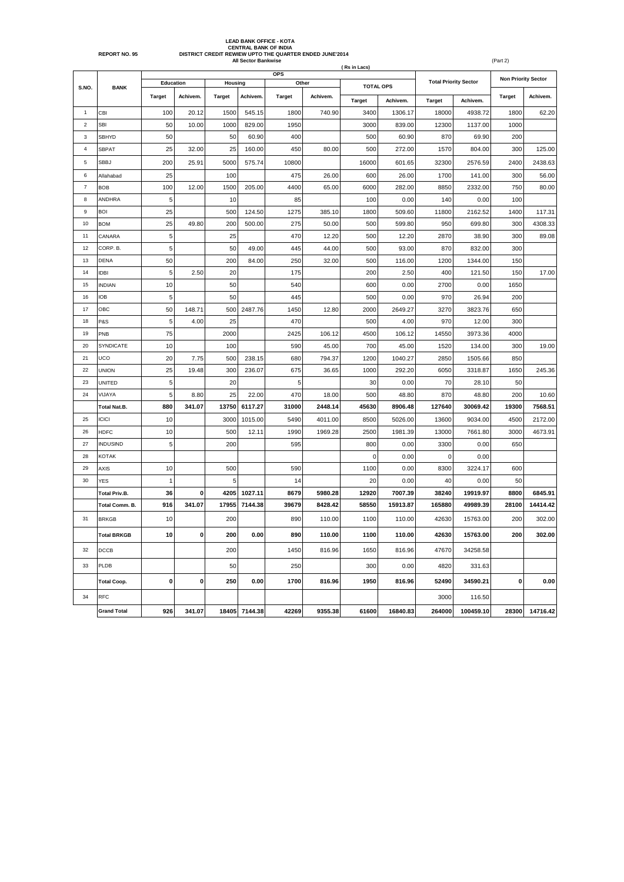**LEAD BANK OFFICE - KOTA**
**CENTRAL BANK OF INDIA**
**REPORT NO. 95** **DISTRICT CREDIT REWIEW UPTO THE QUARTER ENDED JUNE'2014**
**All Sector Bankwise**

(Part 2)

( Rs in Lacs)

| S.NO. | BANK | OPS | | | | | | | | Total Priority Sector | | Non Priority Sector | |
|---|---|---|---|---|---|---|---|---|---|---|---|---|---|
| | | Education | | Housing | | Other | | TOTAL OPS | | | | | |
| | | Target | Achivem. | Target | Achivem. | Target | Achivem. | Target | Achivem. | Target | Achivem. | Target | Achivem. |
| 1 | CBI | 100 | 20.12 | 1500 | 545.15 | 1800 | 740.90 | 3400 | 1306.17 | 18000 | 4938.72 | 1800 | 62.20 |
| 2 | SBI | 50 | 10.00 | 1000 | 829.00 | 1950 | | 3000 | 839.00 | 12300 | 1137.00 | 1000 | |
| 3 | SBHYD | 50 | | 50 | 60.90 | 400 | | 500 | 60.90 | 870 | 69.90 | 200 | |
| 4 | SBPAT | 25 | 32.00 | 25 | 160.00 | 450 | 80.00 | 500 | 272.00 | 1570 | 804.00 | 300 | 125.00 |
| 5 | SBBJ | 200 | 25.91 | 5000 | 575.74 | 10800 | | 16000 | 601.65 | 32300 | 2576.59 | 2400 | 2438.63 |
| 6 | Allahabad | 25 | | 100 | | 475 | 26.00 | 600 | 26.00 | 1700 | 141.00 | 300 | 56.00 |
| 7 | BOB | 100 | 12.00 | 1500 | 205.00 | 4400 | 65.00 | 6000 | 282.00 | 8850 | 2332.00 | 750 | 80.00 |
| 8 | ANDHRA | 5 | | 10 | | 85 | | 100 | 0.00 | 140 | 0.00 | 100 | |
| 9 | BOI | 25 | | 500 | 124.50 | 1275 | 385.10 | 1800 | 509.60 | 11800 | 2162.52 | 1400 | 117.31 |
| 10 | BOM | 25 | 49.80 | 200 | 500.00 | 275 | 50.00 | 500 | 599.80 | 950 | 699.80 | 300 | 4308.33 |
| 11 | CANARA | 5 | | 25 | | 470 | 12.20 | 500 | 12.20 | 2870 | 38.90 | 300 | 89.08 |
| 12 | CORP. B. | 5 | | 50 | 49.00 | 445 | 44.00 | 500 | 93.00 | 870 | 832.00 | 300 | |
| 13 | DENA | 50 | | 200 | 84.00 | 250 | 32.00 | 500 | 116.00 | 1200 | 1344.00 | 150 | |
| 14 | IDBI | 5 | 2.50 | 20 | | 175 | | 200 | 2.50 | 400 | 121.50 | 150 | 17.00 |
| 15 | INDIAN | 10 | | 50 | | 540 | | 600 | 0.00 | 2700 | 0.00 | 1650 | |
| 16 | IOB | 5 | | 50 | | 445 | | 500 | 0.00 | 970 | 26.94 | 200 | |
| 17 | OBC | 50 | 148.71 | 500 | 2487.76 | 1450 | 12.80 | 2000 | 2649.27 | 3270 | 3823.76 | 650 | |
| 18 | P&S | 5 | 4.00 | 25 | | 470 | | 500 | 4.00 | 970 | 12.00 | 300 | |
| 19 | PNB | 75 | | 2000 | | 2425 | 106.12 | 4500 | 106.12 | 14550 | 3973.36 | 4000 | |
| 20 | SYNDICATE | 10 | | 100 | | 590 | 45.00 | 700 | 45.00 | 1520 | 134.00 | 300 | 19.00 |
| 21 | UCO | 20 | 7.75 | 500 | 238.15 | 680 | 794.37 | 1200 | 1040.27 | 2850 | 1505.66 | 850 | |
| 22 | UNION | 25 | 19.48 | 300 | 236.07 | 675 | 36.65 | 1000 | 292.20 | 6050 | 3318.87 | 1650 | 245.36 |
| 23 | UNITED | 5 | | 20 | | 5 | | 30 | 0.00 | 70 | 28.10 | 50 | |
| 24 | VIJAYA | 5 | 8.80 | 25 | 22.00 | 470 | 18.00 | 500 | 48.80 | 870 | 48.80 | 200 | 10.60 |
| | **Total Nat.B.** | **880** | **341.07** | **13750** | **6117.27** | **31000** | **2448.14** | **45630** | **8906.48** | **127640** | **30069.42** | **19300** | **7568.51** |
| 25 | ICICI | 10 | | 3000 | 1015.00 | 5490 | 4011.00 | 8500 | 5026.00 | 13600 | 9034.00 | 4500 | 2172.00 |
| 26 | HDFC | 10 | | 500 | 12.11 | 1990 | 1969.28 | 2500 | 1981.39 | 13000 | 7661.80 | 3000 | 4673.91 |
| 27 | INDUSIND | 5 | | 200 | | 595 | | 800 | 0.00 | 3300 | 0.00 | 650 | |
| 28 | KOTAK | | | | | | | 0 | 0.00 | 0 | 0.00 | | |
| 29 | AXIS | 10 | | 500 | | 590 | | 1100 | 0.00 | 8300 | 3224.17 | 600 | |
| 30 | YES | 1 | | 5 | | 14 | | 20 | 0.00 | 40 | 0.00 | 50 | |
| | **Total Priv.B.** | **36** | **0** | **4205** | **1027.11** | **8679** | **5980.28** | **12920** | **7007.39** | **38240** | **19919.97** | **8800** | **6845.91** |
| | **Total Comm. B.** | **916** | **341.07** | **17955** | **7144.38** | **39679** | **8428.42** | **58550** | **15913.87** | **165880** | **49989.39** | **28100** | **14414.42** |
| 31 | BRKGB | 10 | | 200 | | 890 | 110.00 | 1100 | 110.00 | 42630 | 15763.00 | 200 | 302.00 |
| | **Total BRKGB** | **10** | **0** | **200** | **0.00** | **890** | **110.00** | **1100** | **110.00** | **42630** | **15763.00** | **200** | **302.00** |
| 32 | DCCB | | | 200 | | 1450 | 816.96 | 1650 | 816.96 | 47670 | 34258.58 | | |
| 33 | PLDB | | | 50 | | 250 | | 300 | 0.00 | 4820 | 331.63 | | |
| | **Total Coop.** | **0** | **0** | **250** | **0.00** | **1700** | **816.96** | **1950** | **816.96** | **52490** | **34590.21** | **0** | **0.00** |
| 34 | RFC | | | | | | | | | 3000 | 116.50 | | |
| | **Grand Total** | **926** | **341.07** | **18405** | **7144.38** | **42269** | **9355.38** | **61600** | **16840.83** | **264000** | **100459.10** | **28300** | **14716.42** |